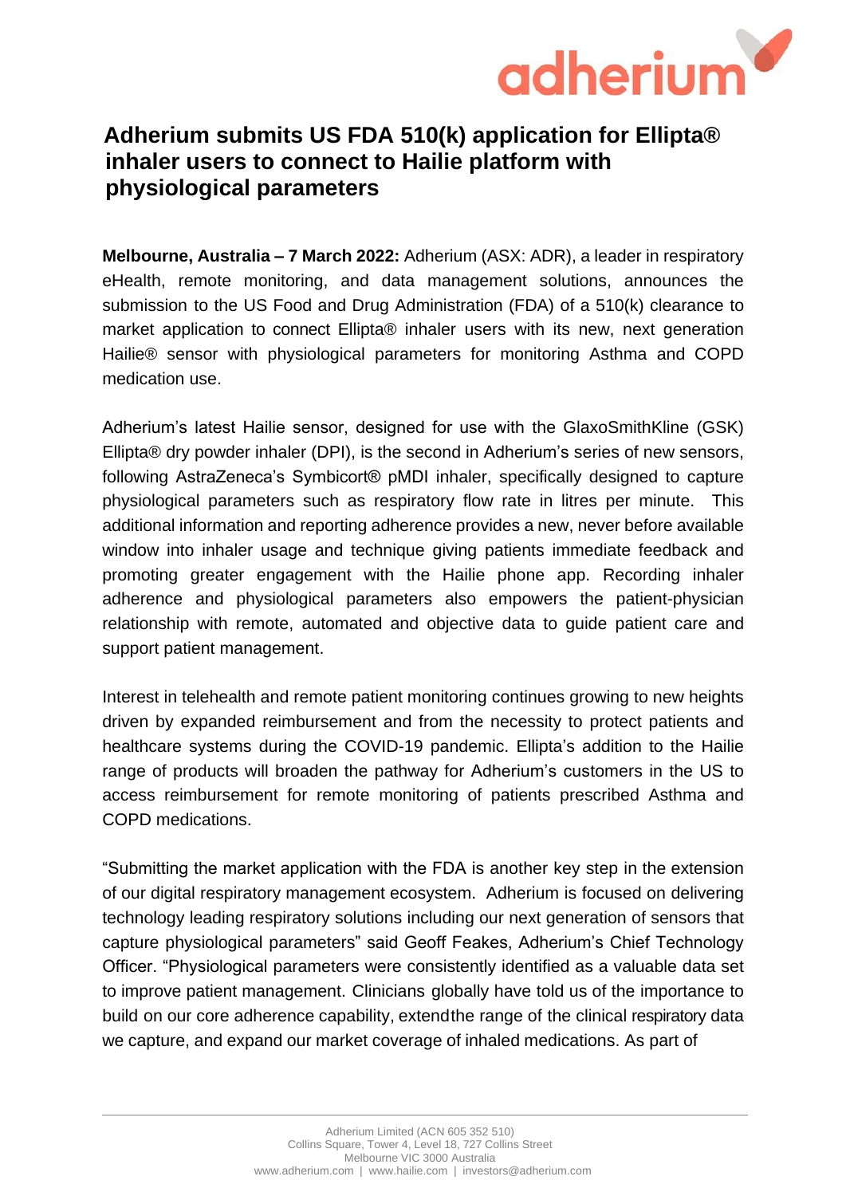# Adherium submits US FDA 510(k) application for Ellipta® inhaler users to connect to Hailie platform with physiological parameters

**Melbourne, Australia – 7 March 2022:** Adherium (ASX: ADR), a leader in respiratory eHealth, remote monitoring, and data management solutions, announces the submission to the US Food and Drug Administration (FDA) of a 510(k) clearance to market application to connect Ellipta® inhaler users with its new, next generation Hailie® sensor with physiological parameters for monitoring Asthma and COPD medication use.

Adherium's latest Hailie sensor, designed for use with the GlaxoSmithKline (GSK) Ellipta® dry powder inhaler (DPI), is the second in Adherium's series of new sensors, following AstraZeneca's Symbicort® pMDI inhaler, specifically designed to capture physiological parameters such as respiratory flow rate in litres per minute. This additional information and reporting adherence provides a new, never before available window into inhaler usage and technique giving patients immediate feedback and promoting greater engagement with the Hailie phone app. Recording inhaler adherence and physiological parameters also empowers the patient-physician relationship with remote, automated and objective data to guide patient care and support patient management.

Interest in telehealth and remote patient monitoring continues growing to new heights driven by expanded reimbursement and from the necessity to protect patients and healthcare systems during the COVID-19 pandemic. Ellipta's addition to the Hailie range of products will broaden the pathway for Adherium's customers in the US to access reimbursement for remote monitoring of patients prescribed Asthma and COPD medications.

"Submitting the market application with the FDA is another key step in the extension of our digital respiratory management ecosystem. Adherium is focused on delivering technology leading respiratory solutions including our next generation of sensors that capture physiological parameters" said Geoff Feakes, Adherium's Chief Technology Officer. "Physiological parameters were consistently identified as a valuable data set to improve patient management. Clinicians globally have told us of the importance to build on our core adherence capability, extendthe range of the clinical respiratory data we capture, and expand our market coverage of inhaled medications. As part of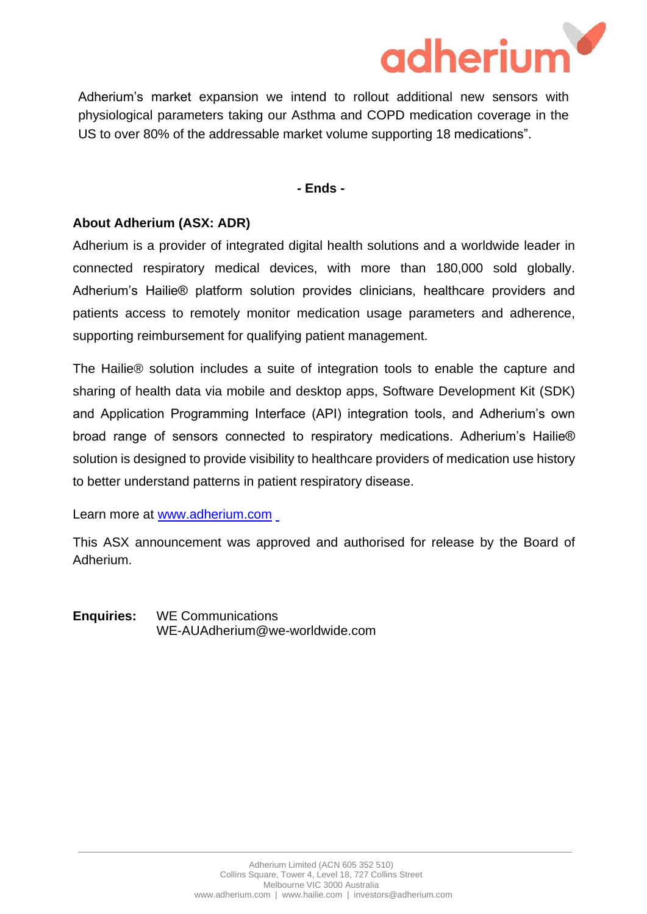Adherium's market expansion we intend to rollout additional new sensors with physiological parameters taking our Asthma and COPD medication coverage in the US to over 80% of the addressable market volume supporting 18 medications".

**- Ends -**

**About Adherium (ASX: ADR)**

Adherium is a provider of integrated digital health solutions and a worldwide leader in connected respiratory medical devices, with more than 180,000 sold globally. Adherium's Hailie® platform solution provides clinicians, healthcare providers and patients access to remotely monitor medication usage parameters and adherence, supporting reimbursement for qualifying patient management.

The Hailie® solution includes a suite of integration tools to enable the capture and sharing of health data via mobile and desktop apps, Software Development Kit (SDK) and Application Programming Interface (API) integration tools, and Adherium's own broad range of sensors connected to respiratory medications. Adherium's Hailie® solution is designed to provide visibility to healthcare providers of medication use history to better understand patterns in patient respiratory disease.

Learn more at [www.adherium.com](http://www.adherium.com)

This ASX announcement was approved and authorised for release by the Board of Adherium.

**Enquiries:** WE Communications
WE-AUAdherium@we-worldwide.com